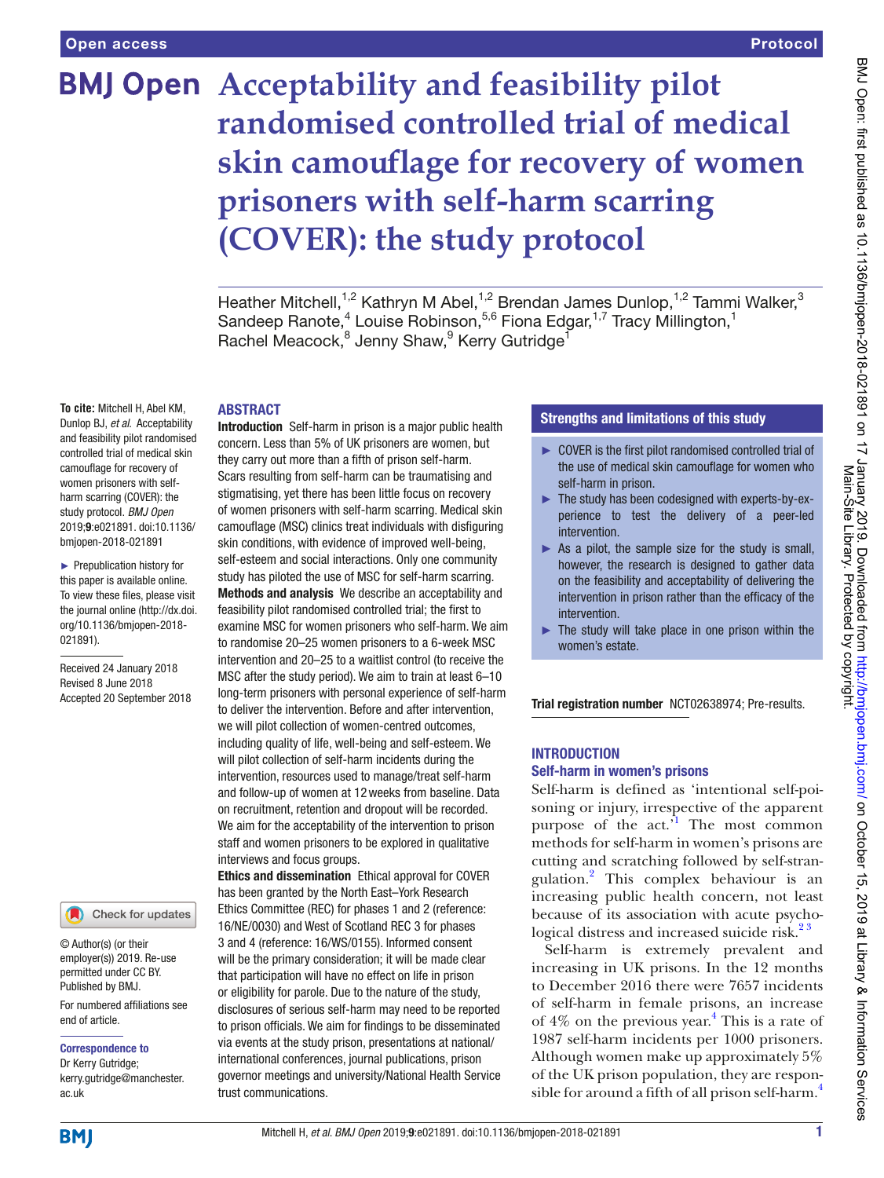Open access

Protocol

# Acceptability and feasibility pilot randomised controlled trial of medical skin camouflage for recovery of women prisoners with self-harm scarring (COVER): the study protocol

Heather Mitchell,[1,2] Kathryn M Abel,[1,2] Brendan James Dunlop,[1,2] Tammi Walker,[3] Sandeep Ranote,[4] Louise Robinson,[5,6] Fiona Edgar,[1,7] Tracy Millington,[1] Rachel Meacock,[8] Jenny Shaw,[9] Kerry Gutridge[1]

**To cite:** Mitchell H, Abel KM, Dunlop BJ, *et al*. Acceptability and feasibility pilot randomised controlled trial of medical skin camouflage for recovery of women prisoners with self-harm scarring (COVER): the study protocol. *BMJ Open* 2019;**9**:e021891. doi:10.1136/bmjopen-2018-021891

► Prepublication history for this paper is available online. To view these files, please visit the journal online (http://dx.doi.org/10.1136/bmjopen-2018-021891).

Received 24 January 2018
Revised 8 June 2018
Accepted 20 September 2018

© Author(s) (or their employer(s)) 2019. Re-use permitted under CC BY. Published by BMJ.

For numbered affiliations see end of article.

**Correspondence to**
Dr Kerry Gutridge;
kerry.gutridge@manchester.ac.uk

## ABSTRACT

**Introduction** Self-harm in prison is a major public health concern. Less than 5% of UK prisoners are women, but they carry out more than a fifth of prison self-harm. Scars resulting from self-harm can be traumatising and stigmatising, yet there has been little focus on recovery of women prisoners with self-harm scarring. Medical skin camouflage (MSC) clinics treat individuals with disfiguring skin conditions, with evidence of improved well-being, self-esteem and social interactions. Only one community study has piloted the use of MSC for self-harm scarring.

**Methods and analysis** We describe an acceptability and feasibility pilot randomised controlled trial; the first to examine MSC for women prisoners who self-harm. We aim to randomise 20–25 women prisoners to a 6-week MSC intervention and 20–25 to a waitlist control (to receive the MSC after the study period). We aim to train at least 6–10 long-term prisoners with personal experience of self-harm to deliver the intervention. Before and after intervention, we will pilot collection of women-centred outcomes, including quality of life, well-being and self-esteem. We will pilot collection of self-harm incidents during the intervention, resources used to manage/treat self-harm and follow-up of women at 12 weeks from baseline. Data on recruitment, retention and dropout will be recorded. We aim for the acceptability of the intervention to prison staff and women prisoners to be explored in qualitative interviews and focus groups.

**Ethics and dissemination** Ethical approval for COVER has been granted by the North East–York Research Ethics Committee (REC) for phases 1 and 2 (reference: 16/NE/0030) and West of Scotland REC 3 for phases 3 and 4 (reference: 16/WS/0155). Informed consent will be the primary consideration; it will be made clear that participation will have no effect on life in prison or eligibility for parole. Due to the nature of the study, disclosures of serious self-harm may need to be reported to prison officials. We aim for findings to be disseminated via events at the study prison, presentations at national/international conferences, journal publications, prison governor meetings and university/National Health Service trust communications.

### Strengths and limitations of this study

- ► COVER is the first pilot randomised controlled trial of the use of medical skin camouflage for women who self-harm in prison.
- ► The study has been codesigned with experts-by-experience to test the delivery of a peer-led intervention.
- ► As a pilot, the sample size for the study is small, however, the research is designed to gather data on the feasibility and acceptability of delivering the intervention in prison rather than the efficacy of the intervention.
- ► The study will take place in one prison within the women's estate.

**Trial registration number** NCT02638974; Pre-results.

## INTRODUCTION

### Self-harm in women's prisons

Self-harm is defined as 'intentional self-poisoning or injury, irrespective of the apparent purpose of the act.'[1] The most common methods for self-harm in women's prisons are cutting and scratching followed by self-strangulation.[2] This complex behaviour is an increasing public health concern, not least because of its association with acute psychological distress and increased suicide risk.[2,3]

Self-harm is extremely prevalent and increasing in UK prisons. In the 12 months to December 2016 there were 7657 incidents of self-harm in female prisons, an increase of 4% on the previous year.[4] This is a rate of 1987 self-harm incidents per 1000 prisoners. Although women make up approximately 5% of the UK prison population, they are responsible for around a fifth of all prison self-harm.[4]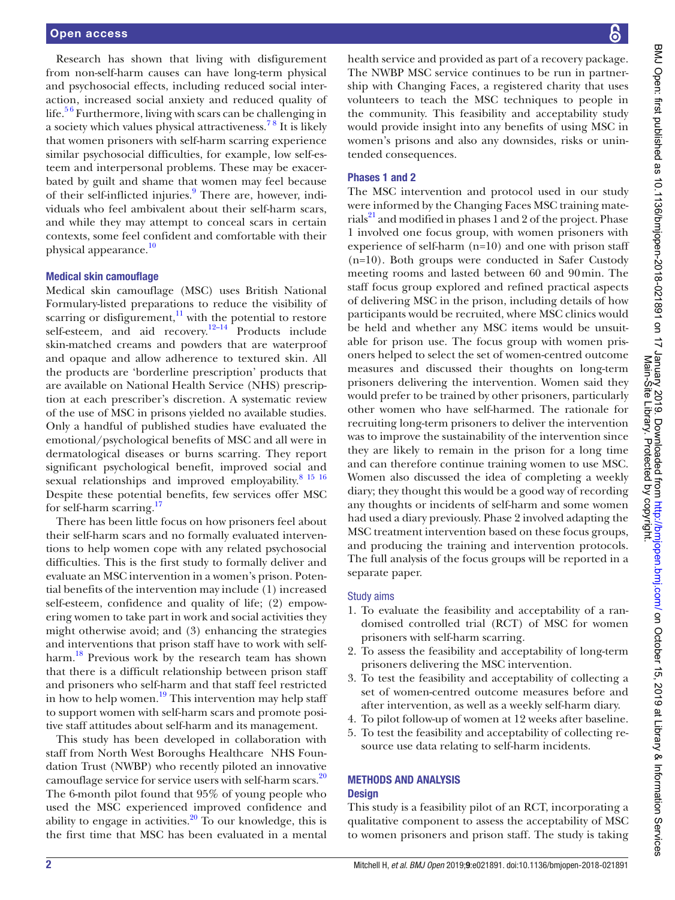Research has shown that living with disfigurement from non-self-harm causes can have long-term physical and psychosocial effects, including reduced social interaction, increased social anxiety and reduced quality of life.[5,6] Furthermore, living with scars can be challenging in a society which values physical attractiveness.[7,8] It is likely that women prisoners with self-harm scarring experience similar psychosocial difficulties, for example, low self-esteem and interpersonal problems. These may be exacerbated by guilt and shame that women may feel because of their self-inflicted injuries.[9] There are, however, individuals who feel ambivalent about their self-harm scars, and while they may attempt to conceal scars in certain contexts, some feel confident and comfortable with their physical appearance.[10]

### Medical skin camouflage

Medical skin camouflage (MSC) uses British National Formulary-listed preparations to reduce the visibility of scarring or disfigurement,[11] with the potential to restore self-esteem, and aid recovery.[12–14] Products include skin-matched creams and powders that are waterproof and opaque and allow adherence to textured skin. All the products are 'borderline prescription' products that are available on National Health Service (NHS) prescription at each prescriber's discretion. A systematic review of the use of MSC in prisons yielded no available studies. Only a handful of published studies have evaluated the emotional/psychological benefits of MSC and all were in dermatological diseases or burns scarring. They report significant psychological benefit, improved social and sexual relationships and improved employability.[8,15,16] Despite these potential benefits, few services offer MSC for self-harm scarring.[17]

There has been little focus on how prisoners feel about their self-harm scars and no formally evaluated interventions to help women cope with any related psychosocial difficulties. This is the first study to formally deliver and evaluate an MSC intervention in a women's prison. Potential benefits of the intervention may include (1) increased self-esteem, confidence and quality of life; (2) empowering women to take part in work and social activities they might otherwise avoid; and (3) enhancing the strategies and interventions that prison staff have to work with self-harm.[18] Previous work by the research team has shown that there is a difficult relationship between prison staff and prisoners who self-harm and that staff feel restricted in how to help women.[19] This intervention may help staff to support women with self-harm scars and promote positive staff attitudes about self-harm and its management.

This study has been developed in collaboration with staff from North West Boroughs Healthcare NHS Foundation Trust (NWBP) who recently piloted an innovative camouflage service for service users with self-harm scars.[20] The 6-month pilot found that 95% of young people who used the MSC experienced improved confidence and ability to engage in activities.[20] To our knowledge, this is the first time that MSC has been evaluated in a mental health service and provided as part of a recovery package. The NWBP MSC service continues to be run in partnership with Changing Faces, a registered charity that uses volunteers to teach the MSC techniques to people in the community. This feasibility and acceptability study would provide insight into any benefits of using MSC in women's prisons and also any downsides, risks or unintended consequences.

### Phases 1 and 2

The MSC intervention and protocol used in our study were informed by the Changing Faces MSC training materials[21] and modified in phases 1 and 2 of the project. Phase 1 involved one focus group, with women prisoners with experience of self-harm (n=10) and one with prison staff (n=10). Both groups were conducted in Safer Custody meeting rooms and lasted between 60 and 90 min. The staff focus group explored and refined practical aspects of delivering MSC in the prison, including details of how participants would be recruited, where MSC clinics would be held and whether any MSC items would be unsuitable for prison use. The focus group with women prisoners helped to select the set of women-centred outcome measures and discussed their thoughts on long-term prisoners delivering the intervention. Women said they would prefer to be trained by other prisoners, particularly other women who have self-harmed. The rationale for recruiting long-term prisoners to deliver the intervention was to improve the sustainability of the intervention since they are likely to remain in the prison for a long time and can therefore continue training women to use MSC. Women also discussed the idea of completing a weekly diary; they thought this would be a good way of recording any thoughts or incidents of self-harm and some women had used a diary previously. Phase 2 involved adapting the MSC treatment intervention based on these focus groups, and producing the training and intervention protocols. The full analysis of the focus groups will be reported in a separate paper.

### Study aims

1. To evaluate the feasibility and acceptability of a randomised controlled trial (RCT) of MSC for women prisoners with self-harm scarring.
2. To assess the feasibility and acceptability of long-term prisoners delivering the MSC intervention.
3. To test the feasibility and acceptability of collecting a set of women-centred outcome measures before and after intervention, as well as a weekly self-harm diary.
4. To pilot follow-up of women at 12 weeks after baseline.
5. To test the feasibility and acceptability of collecting resource use data relating to self-harm incidents.

## METHODS AND ANALYSIS

### Design

This study is a feasibility pilot of an RCT, incorporating a qualitative component to assess the acceptability of MSC to women prisoners and prison staff. The study is taking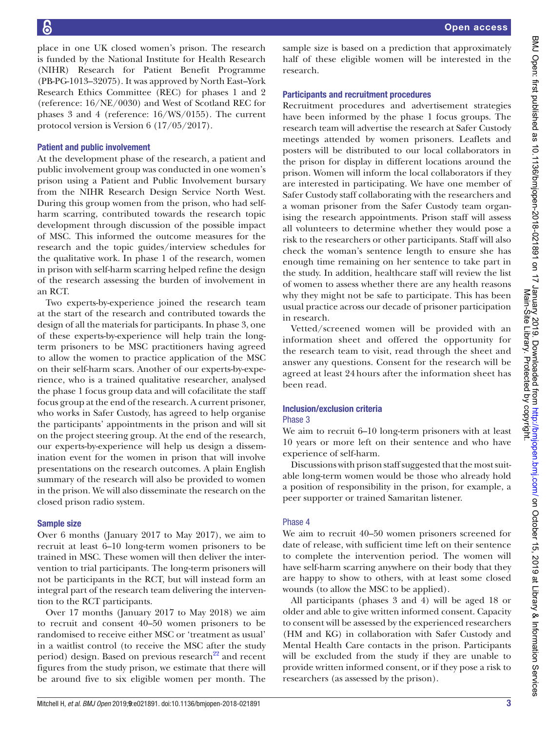place in one UK closed women's prison. The research is funded by the National Institute for Health Research (NIHR) Research for Patient Benefit Programme (PB-PG-1013–32075). It was approved by North East–York Research Ethics Committee (REC) for phases 1 and 2 (reference: 16/NE/0030) and West of Scotland REC for phases 3 and 4 (reference: 16/WS/0155). The current protocol version is Version 6 (17/05/2017).

### Patient and public involvement

At the development phase of the research, a patient and public involvement group was conducted in one women's prison using a Patient and Public Involvement bursary from the NIHR Research Design Service North West. During this group women from the prison, who had self-harm scarring, contributed towards the research topic development through discussion of the possible impact of MSC. This informed the outcome measures for the research and the topic guides/interview schedules for the qualitative work. In phase 1 of the research, women in prison with self-harm scarring helped refine the design of the research assessing the burden of involvement in an RCT.

Two experts-by-experience joined the research team at the start of the research and contributed towards the design of all the materials for participants. In phase 3, one of these experts-by-experience will help train the long-term prisoners to be MSC practitioners having agreed to allow the women to practice application of the MSC on their self-harm scars. Another of our experts-by-experience, who is a trained qualitative researcher, analysed the phase 1 focus group data and will cofacilitate the staff focus group at the end of the research. A current prisoner, who works in Safer Custody, has agreed to help organise the participants' appointments in the prison and will sit on the project steering group. At the end of the research, our experts-by-experience will help us design a dissemination event for the women in prison that will involve presentations on the research outcomes. A plain English summary of the research will also be provided to women in the prison. We will also disseminate the research on the closed prison radio system.

### Sample size

Over 6 months (January 2017 to May 2017), we aim to recruit at least 6–10 long-term women prisoners to be trained in MSC. These women will then deliver the intervention to trial participants. The long-term prisoners will not be participants in the RCT, but will instead form an integral part of the research team delivering the intervention to the RCT participants.

Over 17 months (January 2017 to May 2018) we aim to recruit and consent 40–50 women prisoners to be randomised to receive either MSC or 'treatment as usual' in a waitlist control (to receive the MSC after the study period) design. Based on previous research[22] and recent figures from the study prison, we estimate that there will be around five to six eligible women per month. The sample size is based on a prediction that approximately half of these eligible women will be interested in the research.

### Participants and recruitment procedures

Recruitment procedures and advertisement strategies have been informed by the phase 1 focus groups. The research team will advertise the research at Safer Custody meetings attended by women prisoners. Leaflets and posters will be distributed to our local collaborators in the prison for display in different locations around the prison. Women will inform the local collaborators if they are interested in participating. We have one member of Safer Custody staff collaborating with the researchers and a woman prisoner from the Safer Custody team organising the research appointments. Prison staff will assess all volunteers to determine whether they would pose a risk to the researchers or other participants. Staff will also check the woman's sentence length to ensure she has enough time remaining on her sentence to take part in the study. In addition, healthcare staff will review the list of women to assess whether there are any health reasons why they might not be safe to participate. This has been usual practice across our decade of prisoner participation in research.

Vetted/screened women will be provided with an information sheet and offered the opportunity for the research team to visit, read through the sheet and answer any questions. Consent for the research will be agreed at least 24 hours after the information sheet has been read.

### Inclusion/exclusion criteria

#### Phase 3

We aim to recruit 6–10 long-term prisoners with at least 10 years or more left on their sentence and who have experience of self-harm.

Discussions with prison staff suggested that the most suitable long-term women would be those who already hold a position of responsibility in the prison, for example, a peer supporter or trained Samaritan listener.

#### Phase 4

We aim to recruit 40–50 women prisoners screened for date of release, with sufficient time left on their sentence to complete the intervention period. The women will have self-harm scarring anywhere on their body that they are happy to show to others, with at least some closed wounds (to allow the MSC to be applied).

All participants (phases 3 and 4) will be aged 18 or older and able to give written informed consent. Capacity to consent will be assessed by the experienced researchers (HM and KG) in collaboration with Safer Custody and Mental Health Care contacts in the prison. Participants will be excluded from the study if they are unable to provide written informed consent, or if they pose a risk to researchers (as assessed by the prison).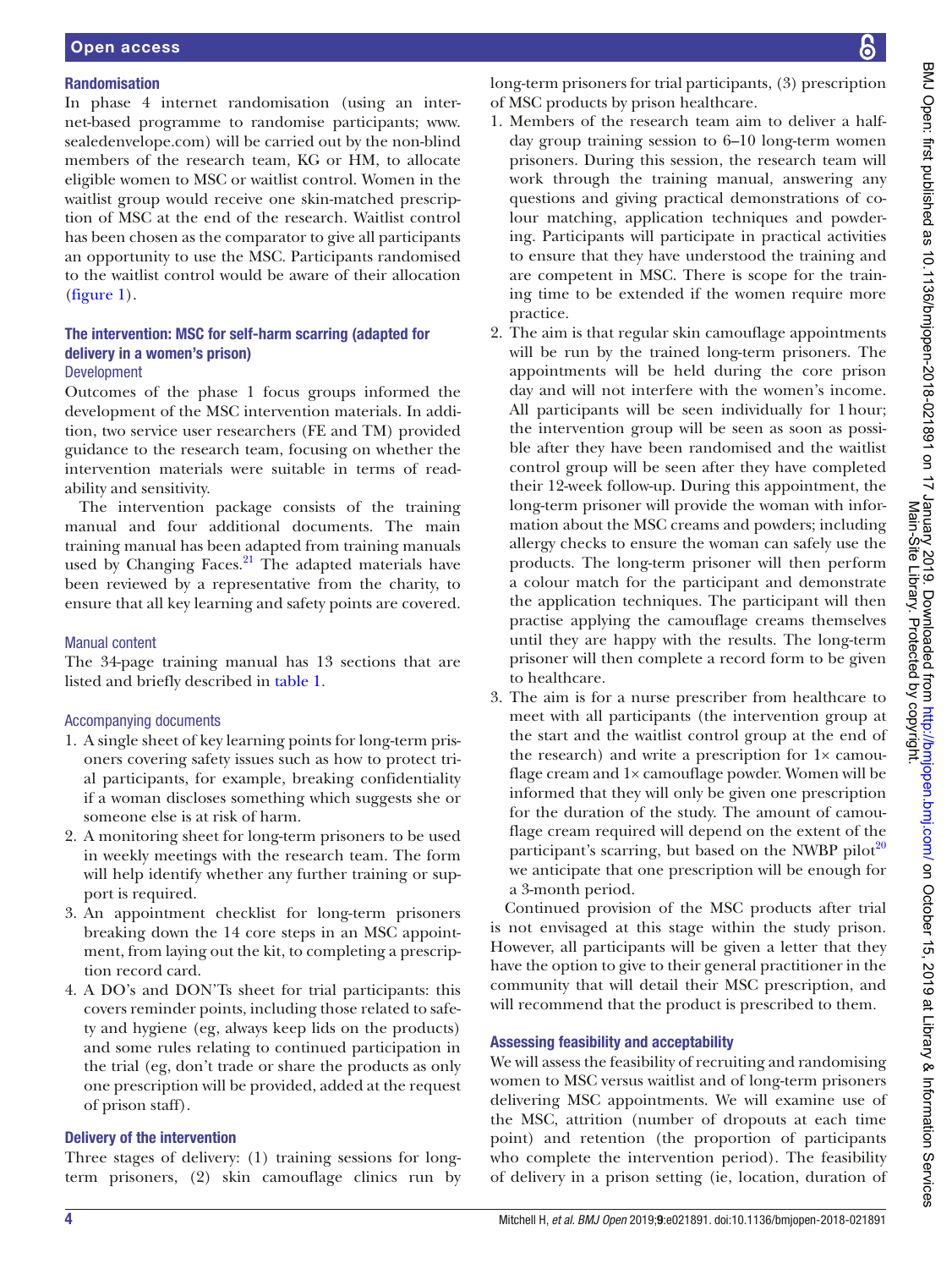### Randomisation

In phase 4 internet randomisation (using an internet-based programme to randomise participants; www.sealedenvelope.com) will be carried out by the non-blind members of the research team, KG or HM, to allocate eligible women to MSC or waitlist control. Women in the waitlist group would receive one skin-matched prescription of MSC at the end of the research. Waitlist control has been chosen as the comparator to give all participants an opportunity to use the MSC. Participants randomised to the waitlist control would be aware of their allocation (figure 1).

### The intervention: MSC for self-harm scarring (adapted for delivery in a women's prison)

#### Development

Outcomes of the phase 1 focus groups informed the development of the MSC intervention materials. In addition, two service user researchers (FE and TM) provided guidance to the research team, focusing on whether the intervention materials were suitable in terms of readability and sensitivity.

The intervention package consists of the training manual and four additional documents. The main training manual has been adapted from training manuals used by Changing Faces.[21] The adapted materials have been reviewed by a representative from the charity, to ensure that all key learning and safety points are covered.

#### Manual content

The 34-page training manual has 13 sections that are listed and briefly described in table 1.

#### Accompanying documents

1. A single sheet of key learning points for long-term prisoners covering safety issues such as how to protect trial participants, for example, breaking confidentiality if a woman discloses something which suggests she or someone else is at risk of harm.
2. A monitoring sheet for long-term prisoners to be used in weekly meetings with the research team. The form will help identify whether any further training or support is required.
3. An appointment checklist for long-term prisoners breaking down the 14 core steps in an MSC appointment, from laying out the kit, to completing a prescription record card.
4. A DO's and DON'Ts sheet for trial participants: this covers reminder points, including those related to safety and hygiene (eg, always keep lids on the products) and some rules relating to continued participation in the trial (eg, don't trade or share the products as only one prescription will be provided, added at the request of prison staff).

### Delivery of the intervention

Three stages of delivery: (1) training sessions for long-term prisoners, (2) skin camouflage clinics run by long-term prisoners for trial participants, (3) prescription of MSC products by prison healthcare.

1. Members of the research team aim to deliver a half-day group training session to 6–10 long-term women prisoners. During this session, the research team will work through the training manual, answering any questions and giving practical demonstrations of colour matching, application techniques and powdering. Participants will participate in practical activities to ensure that they have understood the training and are competent in MSC. There is scope for the training time to be extended if the women require more practice.
2. The aim is that regular skin camouflage appointments will be run by the trained long-term prisoners. The appointments will be held during the core prison day and will not interfere with the women's income. All participants will be seen individually for 1 hour; the intervention group will be seen as soon as possible after they have been randomised and the waitlist control group will be seen after they have completed their 12-week follow-up. During this appointment, the long-term prisoner will provide the woman with information about the MSC creams and powders; including allergy checks to ensure the woman can safely use the products. The long-term prisoner will then perform a colour match for the participant and demonstrate the application techniques. The participant will then practise applying the camouflage creams themselves until they are happy with the results. The long-term prisoner will then complete a record form to be given to healthcare.
3. The aim is for a nurse prescriber from healthcare to meet with all participants (the intervention group at the start and the waitlist control group at the end of the research) and write a prescription for 1× camouflage cream and 1× camouflage powder. Women will be informed that they will only be given one prescription for the duration of the study. The amount of camouflage cream required will depend on the extent of the participant's scarring, but based on the NWBP pilot[20] we anticipate that one prescription will be enough for a 3-month period.

Continued provision of the MSC products after trial is not envisaged at this stage within the study prison. However, all participants will be given a letter that they have the option to give to their general practitioner in the community that will detail their MSC prescription, and will recommend that the product is prescribed to them.

### Assessing feasibility and acceptability

We will assess the feasibility of recruiting and randomising women to MSC versus waitlist and of long-term prisoners delivering MSC appointments. We will examine use of the MSC, attrition (number of dropouts at each time point) and retention (the proportion of participants who complete the intervention period). The feasibility of delivery in a prison setting (ie, location, duration of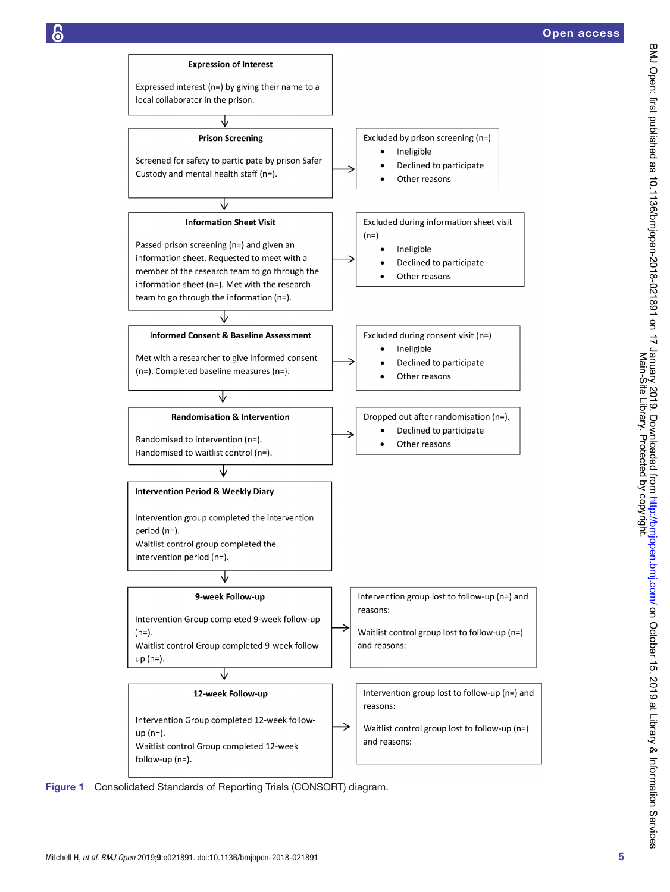**Expression of Interest**

Expressed interest (n=) by giving their name to a local collaborator in the prison.

↓

**Prison Screening**

Screened for safety to participate by prison Safer Custody and mental health staff (n=).

→ Excluded by prison screening (n=)

- Ineligible
- Declined to participate
- Other reasons

↓

**Information Sheet Visit**

Passed prison screening (n=) and given an information sheet. Requested to meet with a member of the research team to go through the information sheet (n=). Met with the research team to go through the information (n=).

→ Excluded during information sheet visit (n=)

- Ineligible
- Declined to participate
- Other reasons

↓

**Informed Consent & Baseline Assessment**

Met with a researcher to give informed consent (n=). Completed baseline measures (n=).

→ Excluded during consent visit (n=)

- Ineligible
- Declined to participate
- Other reasons

↓

**Randomisation & Intervention**

Randomised to intervention (n=).
Randomised to waitlist control (n=).

→ Dropped out after randomisation (n=).

- Declined to participate
- Other reasons

↓

**Intervention Period & Weekly Diary**

Intervention group completed the intervention period (n=).
Waitlist control group completed the intervention period (n=).

↓

**9-week Follow-up**

Intervention Group completed 9-week follow-up (n=).
Waitlist control Group completed 9-week follow-up (n=).

→ Intervention group lost to follow-up (n=) and reasons:

Waitlist control group lost to follow-up (n=) and reasons:

↓

**12-week Follow-up**

Intervention Group completed 12-week follow-up (n=).
Waitlist control Group completed 12-week follow-up (n=).

→ Intervention group lost to follow-up (n=) and reasons:

Waitlist control group lost to follow-up (n=) and reasons:

**Figure 1** Consolidated Standards of Reporting Trials (CONSORT) diagram.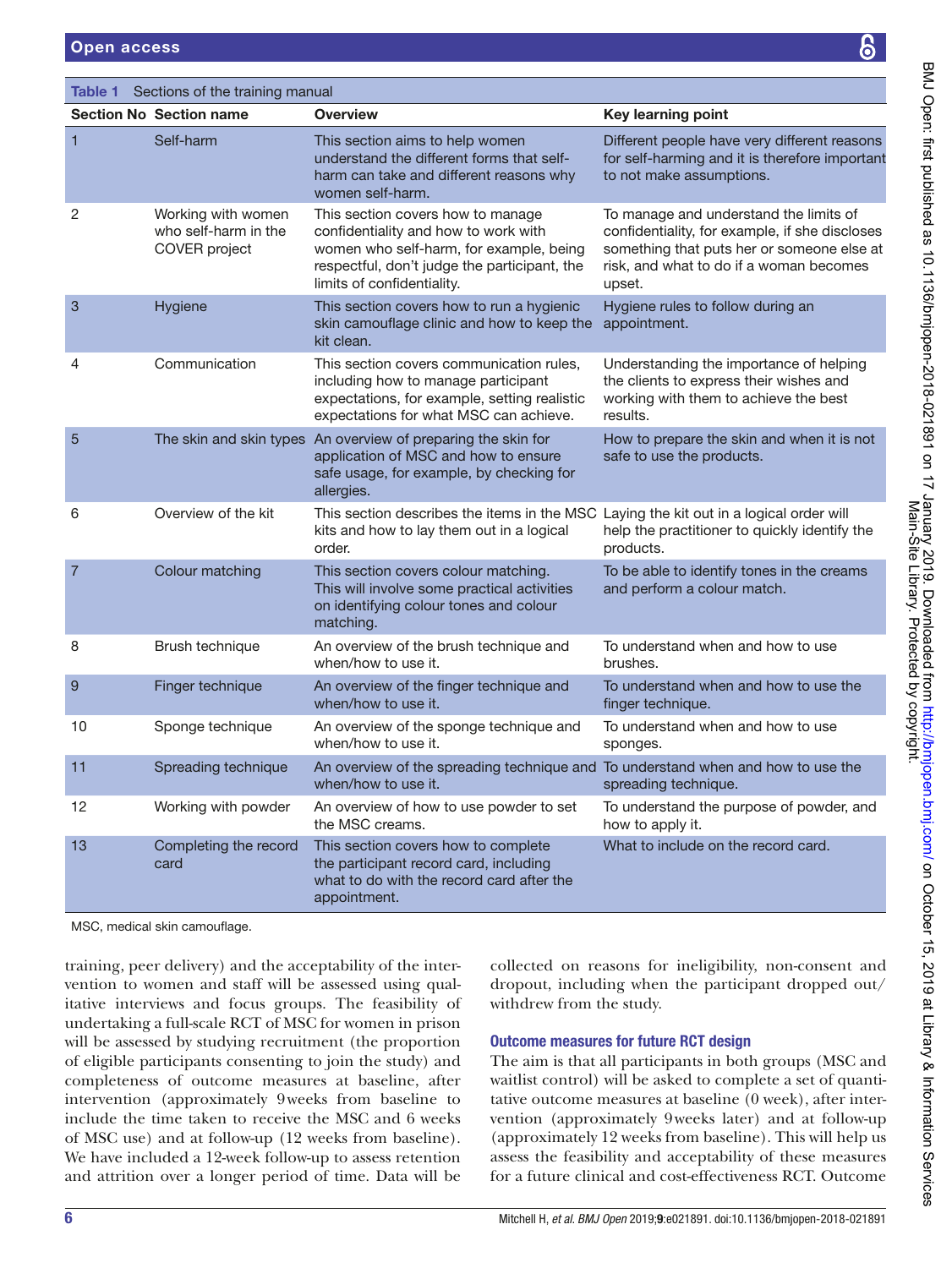**Table 1** Sections of the training manual

| Section No | Section name | Overview | Key learning point |
|---|---|---|---|
| 1 | Self-harm | This section aims to help women understand the different forms that self-harm can take and different reasons why women self-harm. | Different people have very different reasons for self-harming and it is therefore important to not make assumptions. |
| 2 | Working with women who self-harm in the COVER project | This section covers how to manage confidentiality and how to work with women who self-harm, for example, being respectful, don't judge the participant, the limits of confidentiality. | To manage and understand the limits of confidentiality, for example, if she discloses something that puts her or someone else at risk, and what to do if a woman becomes upset. |
| 3 | Hygiene | This section covers how to run a hygienic skin camouflage clinic and how to keep the kit clean. | Hygiene rules to follow during an appointment. |
| 4 | Communication | This section covers communication rules, including how to manage participant expectations, for example, setting realistic expectations for what MSC can achieve. | Understanding the importance of helping the clients to express their wishes and working with them to achieve the best results. |
| 5 | The skin and skin types | An overview of preparing the skin for application of MSC and how to ensure safe usage, for example, by checking for allergies. | How to prepare the skin and when it is not safe to use the products. |
| 6 | Overview of the kit | This section describes the items in the MSC kits and how to lay them out in a logical order. | Laying the kit out in a logical order will help the practitioner to quickly identify the products. |
| 7 | Colour matching | This section covers colour matching. This will involve some practical activities on identifying colour tones and colour matching. | To be able to identify tones in the creams and perform a colour match. |
| 8 | Brush technique | An overview of the brush technique and when/how to use it. | To understand when and how to use brushes. |
| 9 | Finger technique | An overview of the finger technique and when/how to use it. | To understand when and how to use the finger technique. |
| 10 | Sponge technique | An overview of the sponge technique and when/how to use it. | To understand when and how to use sponges. |
| 11 | Spreading technique | An overview of the spreading technique and when/how to use it. | To understand when and how to use the spreading technique. |
| 12 | Working with powder | An overview of how to use powder to set the MSC creams. | To understand the purpose of powder, and how to apply it. |
| 13 | Completing the record card | This section covers how to complete the participant record card, including what to do with the record card after the appointment. | What to include on the record card. |

MSC, medical skin camouflage.

training, peer delivery) and the acceptability of the intervention to women and staff will be assessed using qualitative interviews and focus groups. The feasibility of undertaking a full-scale RCT of MSC for women in prison will be assessed by studying recruitment (the proportion of eligible participants consenting to join the study) and completeness of outcome measures at baseline, after intervention (approximately 9 weeks from baseline to include the time taken to receive the MSC and 6 weeks of MSC use) and at follow-up (12 weeks from baseline). We have included a 12-week follow-up to assess retention and attrition over a longer period of time. Data will be collected on reasons for ineligibility, non-consent and dropout, including when the participant dropped out/withdrew from the study.

### Outcome measures for future RCT design

The aim is that all participants in both groups (MSC and waitlist control) will be asked to complete a set of quantitative outcome measures at baseline (0 week), after intervention (approximately 9 weeks later) and at follow-up (approximately 12 weeks from baseline). This will help us assess the feasibility and acceptability of these measures for a future clinical and cost-effectiveness RCT. Outcome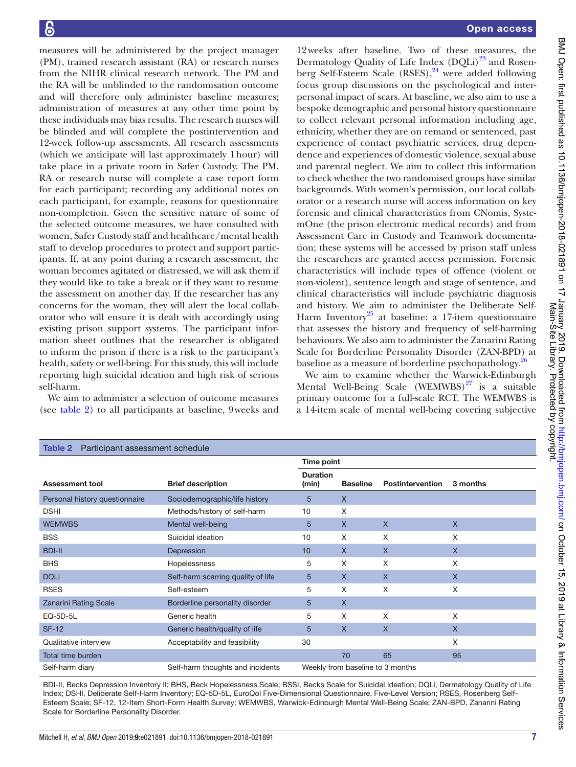measures will be administered by the project manager (PM), trained research assistant (RA) or research nurses from the NIHR clinical research network. The PM and the RA will be unblinded to the randomisation outcome and will therefore only administer baseline measures; administration of measures at any other time point by these individuals may bias results. The research nurses will be blinded and will complete the postintervention and 12-week follow-up assessments. All research assessments (which we anticipate will last approximately 1 hour) will take place in a private room in Safer Custody. The PM, RA or research nurse will complete a case report form for each participant; recording any additional notes on each participant, for example, reasons for questionnaire non-completion. Given the sensitive nature of some of the selected outcome measures, we have consulted with women, Safer Custody staff and healthcare/mental health staff to develop procedures to protect and support participants. If, at any point during a research assessment, the woman becomes agitated or distressed, we will ask them if they would like to take a break or if they want to resume the assessment on another day. If the researcher has any concerns for the woman, they will alert the local collaborator who will ensure it is dealt with accordingly using existing prison support systems. The participant information sheet outlines that the researcher is obligated to inform the prison if there is a risk to the participant's health, safety or well-being. For this study, this will include reporting high suicidal ideation and high risk of serious self-harm.

We aim to administer a selection of outcome measures (see table 2) to all participants at baseline, 9 weeks and 12 weeks after baseline. Two of these measures, the Dermatology Quality of Life Index (DQLi)[23] and Rosenberg Self-Esteem Scale (RSES),[24] were added following focus group discussions on the psychological and interpersonal impact of scars. At baseline, we also aim to use a bespoke demographic and personal history questionnaire to collect relevant personal information including age, ethnicity, whether they are on remand or sentenced, past experience of contact psychiatric services, drug dependence and experiences of domestic violence, sexual abuse and parental neglect. We aim to collect this information to check whether the two randomised groups have similar backgrounds. With women's permission, our local collaborator or a research nurse will access information on key forensic and clinical characteristics from CNomis, SystemOne (the prison electronic medical records) and from Assessment Care in Custody and Teamwork documentation; these systems will be accessed by prison staff unless the researchers are granted access permission. Forensic characteristics will include types of offence (violent or non-violent), sentence length and stage of sentence, and clinical characteristics will include psychiatric diagnosis and history. We aim to administer the Deliberate Self-Harm Inventory[25] at baseline: a 17-item questionnaire that assesses the history and frequency of self-harming behaviours. We also aim to administer the Zanarini Rating Scale for Borderline Personality Disorder (ZAN-BPD) at baseline as a measure of borderline psychopathology.[26]

We aim to examine whether the Warwick-Edinburgh Mental Well-Being Scale (WEMWBS)[27] is a suitable primary outcome for a full-scale RCT. The WEMWBS is a 14-item scale of mental well-being covering subjective

**Table 2** Participant assessment schedule

| Assessment tool | Brief description | Time point<br>Duration (min) | Baseline | Postintervention | 3 months |
|---|---|---|---|---|---|
| Personal history questionnaire | Sociodemographic/life history | 5 | X | | |
| DSHI | Methods/history of self-harm | 10 | X | | |
| WEMWBS | Mental well-being | 5 | X | X | X |
| BSS | Suicidal ideation | 10 | X | X | X |
| BDI-II | Depression | 10 | X | X | X |
| BHS | Hopelessness | 5 | X | X | X |
| DQLi | Self-harm scarring quality of life | 5 | X | X | X |
| RSES | Self-esteem | 5 | X | X | X |
| Zanarini Rating Scale | Borderline personality disorder | 5 | X | | |
| EQ-5D-5L | Generic health | 5 | X | X | X |
| SF-12 | Generic health/quality of life | 5 | X | X | X |
| Qualitative interview | Acceptability and feasibility | 30 | | | X |
| Total time burden | | | 70 | 65 | 95 |
| Self-harm diary | Self-harm thoughts and incidents | Weekly from baseline to 3 months | | | |

BDI-II, Becks Depression Inventory II; BHS, Beck Hopelessness Scale; BSSI, Becks Scale for Suicidal Ideation; DQLi, Dermatology Quality of Life Index; DSHI, Deliberate Self-Harm Inventory; EQ-5D-5L, EuroQol Five-Dimensional Questionnaire, Five-Level Version; RSES, Rosenberg Self-Esteem Scale; SF-12, 12-Item Short-Form Health Survey; WEMWBS, Warwick-Edinburgh Mental Well-Being Scale; ZAN-BPD, Zanarini Rating Scale for Borderline Personality Disorder.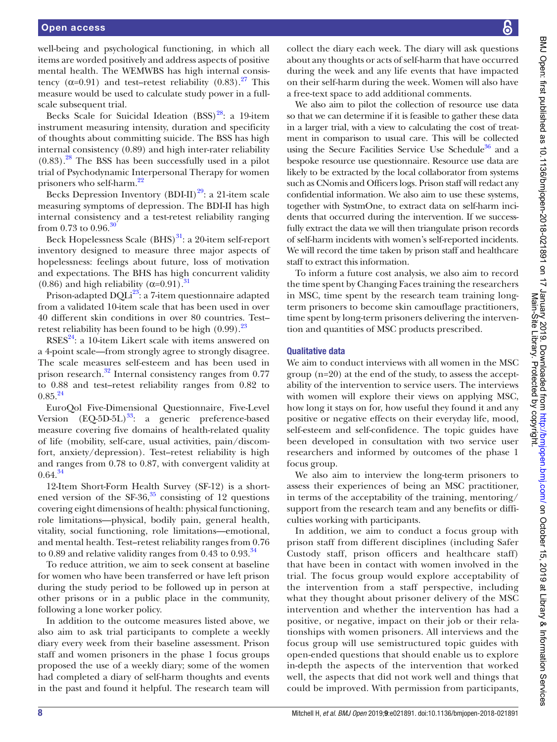well-being and psychological functioning, in which all items are worded positively and address aspects of positive mental health. The WEMWBS has high internal consistency (α=0.91) and test–retest reliability (0.83).[27] This measure would be used to calculate study power in a full-scale subsequent trial.

Becks Scale for Suicidal Ideation (BSS)[28]: a 19-item instrument measuring intensity, duration and specificity of thoughts about committing suicide. The BSS has high internal consistency (0.89) and high inter-rater reliability (0.83).[28] The BSS has been successfully used in a pilot trial of Psychodynamic Interpersonal Therapy for women prisoners who self-harm.[22]

Becks Depression Inventory (BDI-II)[29]: a 21-item scale measuring symptoms of depression. The BDI-II has high internal consistency and a test-retest reliability ranging from 0.73 to 0.96.[30]

Beck Hopelessness Scale (BHS)[31]: a 20-item self-report inventory designed to measure three major aspects of hopelessness: feelings about future, loss of motivation and expectations. The BHS has high concurrent validity (0.86) and high reliability (α=0.91).[31]

Prison-adapted DQLi[23]: a 7-item questionnaire adapted from a validated 10-item scale that has been used in over 40 different skin conditions in over 80 countries. Test–retest reliability has been found to be high (0.99).[23]

RSES[24]: a 10-item Likert scale with items answered on a 4-point scale—from strongly agree to strongly disagree. The scale measures self-esteem and has been used in prison research.[32] Internal consistency ranges from 0.77 to 0.88 and test–retest reliability ranges from 0.82 to 0.85.[24]

EuroQol Five-Dimensional Questionnaire, Five-Level Version (EQ-5D-5L)[33]: a generic preference-based measure covering five domains of health-related quality of life (mobility, self-care, usual activities, pain/discomfort, anxiety/depression). Test–retest reliability is high and ranges from 0.78 to 0.87, with convergent validity at 0.64.[34]

12-Item Short-Form Health Survey (SF-12) is a shortened version of the SF-36,[35] consisting of 12 questions covering eight dimensions of health: physical functioning, role limitations—physical, bodily pain, general health, vitality, social functioning, role limitations—emotional, and mental health. Test–retest reliability ranges from 0.76 to 0.89 and relative validity ranges from 0.43 to 0.93.[34]

To reduce attrition, we aim to seek consent at baseline for women who have been transferred or have left prison during the study period to be followed up in person at other prisons or in a public place in the community, following a lone worker policy.

In addition to the outcome measures listed above, we also aim to ask trial participants to complete a weekly diary every week from their baseline assessment. Prison staff and women prisoners in the phase 1 focus groups proposed the use of a weekly diary; some of the women had completed a diary of self-harm thoughts and events in the past and found it helpful. The research team will collect the diary each week. The diary will ask questions about any thoughts or acts of self-harm that have occurred during the week and any life events that have impacted on their self-harm during the week. Women will also have a free-text space to add additional comments.

We also aim to pilot the collection of resource use data so that we can determine if it is feasible to gather these data in a larger trial, with a view to calculating the cost of treatment in comparison to usual care. This will be collected using the Secure Facilities Service Use Schedule[36] and a bespoke resource use questionnaire. Resource use data are likely to be extracted by the local collaborator from systems such as CNomis and Officers logs. Prison staff will redact any confidential information. We also aim to use these systems, together with SystmOne, to extract data on self-harm incidents that occurred during the intervention. If we successfully extract the data we will then triangulate prison records of self-harm incidents with women's self-reported incidents. We will record the time taken by prison staff and healthcare staff to extract this information.

To inform a future cost analysis, we also aim to record the time spent by Changing Faces training the researchers in MSC, time spent by the research team training long-term prisoners to become skin camouflage practitioners, time spent by long-term prisoners delivering the intervention and quantities of MSC products prescribed.

### Qualitative data

We aim to conduct interviews with all women in the MSC group (n=20) at the end of the study, to assess the acceptability of the intervention to service users. The interviews with women will explore their views on applying MSC, how long it stays on for, how useful they found it and any positive or negative effects on their everyday life, mood, self-esteem and self-confidence. The topic guides have been developed in consultation with two service user researchers and informed by outcomes of the phase 1 focus group.

We also aim to interview the long-term prisoners to assess their experiences of being an MSC practitioner, in terms of the acceptability of the training, mentoring/support from the research team and any benefits or difficulties working with participants.

In addition, we aim to conduct a focus group with prison staff from different disciplines (including Safer Custody staff, prison officers and healthcare staff) that have been in contact with women involved in the trial. The focus group would explore acceptability of the intervention from a staff perspective, including what they thought about prisoner delivery of the MSC intervention and whether the intervention has had a positive, or negative, impact on their job or their relationships with women prisoners. All interviews and the focus group will use semistructured topic guides with open-ended questions that should enable us to explore in-depth the aspects of the intervention that worked well, the aspects that did not work well and things that could be improved. With permission from participants,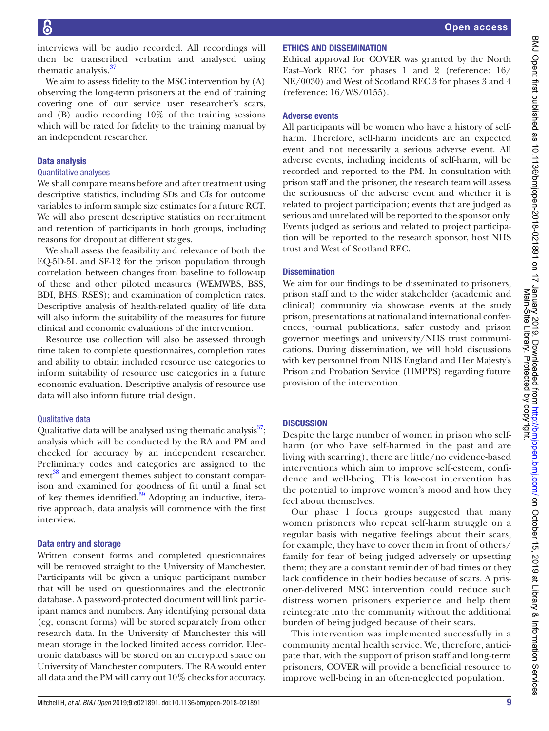interviews will be audio recorded. All recordings will then be transcribed verbatim and analysed using thematic analysis.[37]

We aim to assess fidelity to the MSC intervention by (A) observing the long-term prisoners at the end of training covering one of our service user researcher's scars, and (B) audio recording 10% of the training sessions which will be rated for fidelity to the training manual by an independent researcher.

## Data analysis

### Quantitative analyses

We shall compare means before and after treatment using descriptive statistics, including SDs and CIs for outcome variables to inform sample size estimates for a future RCT. We will also present descriptive statistics on recruitment and retention of participants in both groups, including reasons for dropout at different stages.

We shall assess the feasibility and relevance of both the EQ-5D-5L and SF-12 for the prison population through correlation between changes from baseline to follow-up of these and other piloted measures (WEMWBS, BSS, BDI, BHS, RSES); and examination of completion rates. Descriptive analysis of health-related quality of life data will also inform the suitability of the measures for future clinical and economic evaluations of the intervention.

Resource use collection will also be assessed through time taken to complete questionnaires, completion rates and ability to obtain included resource use categories to inform suitability of resource use categories in a future economic evaluation. Descriptive analysis of resource use data will also inform future trial design.

### Qualitative data

Qualitative data will be analysed using thematic analysis[37]; analysis which will be conducted by the RA and PM and checked for accuracy by an independent researcher. Preliminary codes and categories are assigned to the text[38] and emergent themes subject to constant comparison and examined for goodness of fit until a final set of key themes identified.[39] Adopting an inductive, iterative approach, data analysis will commence with the first interview.

## Data entry and storage

Written consent forms and completed questionnaires will be removed straight to the University of Manchester. Participants will be given a unique participant number that will be used on questionnaires and the electronic database. A password-protected document will link participant names and numbers. Any identifying personal data (eg, consent forms) will be stored separately from other research data. In the University of Manchester this will mean storage in the locked limited access corridor. Electronic databases will be stored on an encrypted space on University of Manchester computers. The RA would enter all data and the PM will carry out 10% checks for accuracy.

## ETHICS AND DISSEMINATION

Ethical approval for COVER was granted by the North East–York REC for phases 1 and 2 (reference: 16/NE/0030) and West of Scotland REC 3 for phases 3 and 4 (reference: 16/WS/0155).

### Adverse events

All participants will be women who have a history of self-harm. Therefore, self-harm incidents are an expected event and not necessarily a serious adverse event. All adverse events, including incidents of self-harm, will be recorded and reported to the PM. In consultation with prison staff and the prisoner, the research team will assess the seriousness of the adverse event and whether it is related to project participation; events that are judged as serious and unrelated will be reported to the sponsor only. Events judged as serious and related to project participation will be reported to the research sponsor, host NHS trust and West of Scotland REC.

### Dissemination

We aim for our findings to be disseminated to prisoners, prison staff and to the wider stakeholder (academic and clinical) community via showcase events at the study prison, presentations at national and international conferences, journal publications, safer custody and prison governor meetings and university/NHS trust communications. During dissemination, we will hold discussions with key personnel from NHS England and Her Majesty's Prison and Probation Service (HMPPS) regarding future provision of the intervention.

## DISCUSSION

Despite the large number of women in prison who self-harm (or who have self-harmed in the past and are living with scarring), there are little/no evidence-based interventions which aim to improve self-esteem, confidence and well-being. This low-cost intervention has the potential to improve women's mood and how they feel about themselves.

Our phase 1 focus groups suggested that many women prisoners who repeat self-harm struggle on a regular basis with negative feelings about their scars, for example, they have to cover them in front of others/family for fear of being judged adversely or upsetting them; they are a constant reminder of bad times or they lack confidence in their bodies because of scars. A prisoner-delivered MSC intervention could reduce such distress women prisoners experience and help them reintegrate into the community without the additional burden of being judged because of their scars.

This intervention was implemented successfully in a community mental health service. We, therefore, anticipate that, with the support of prison staff and long-term prisoners, COVER will provide a beneficial resource to improve well-being in an often-neglected population.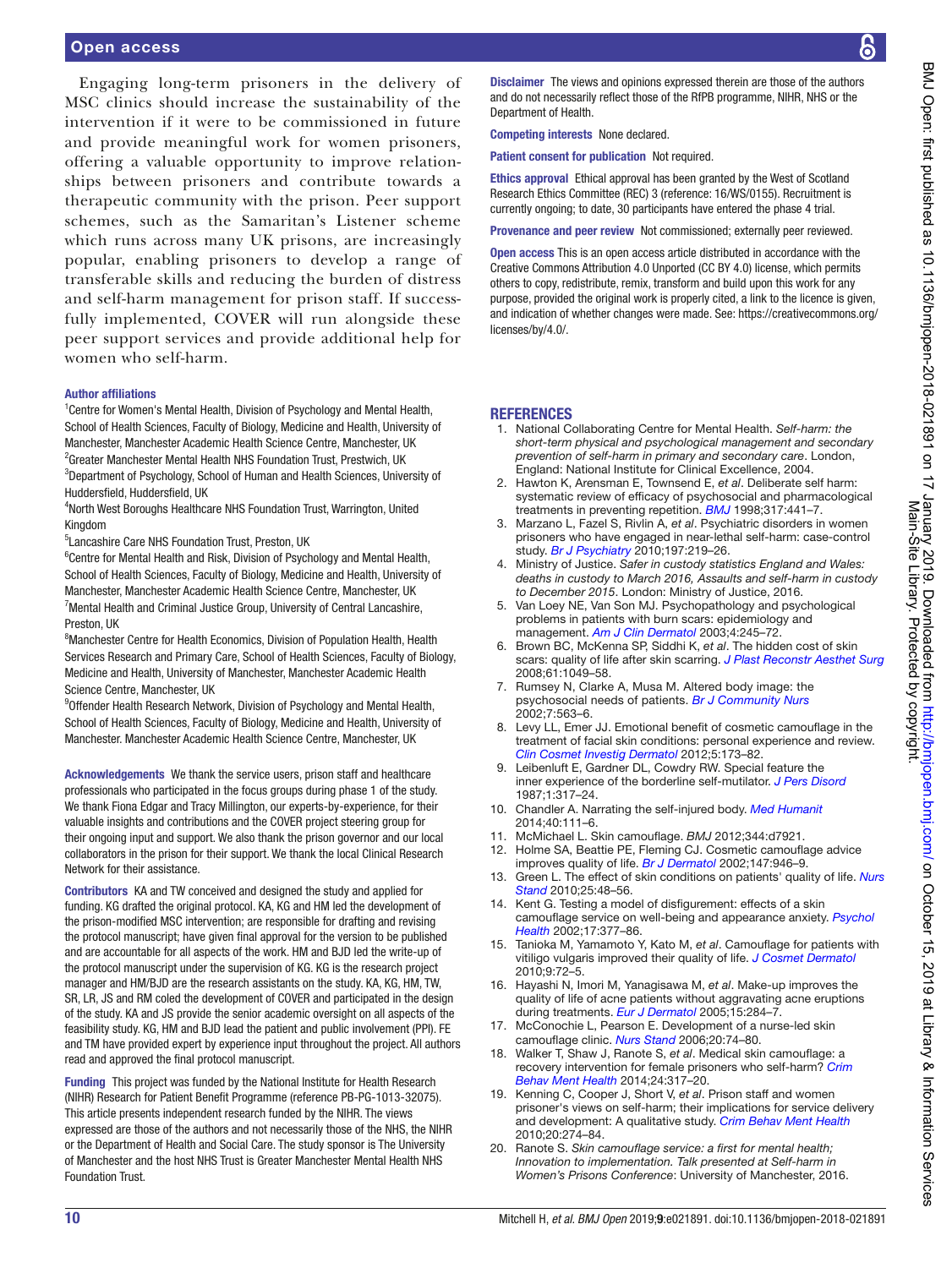Engaging long-term prisoners in the delivery of MSC clinics should increase the sustainability of the intervention if it were to be commissioned in future and provide meaningful work for women prisoners, offering a valuable opportunity to improve relationships between prisoners and contribute towards a therapeutic community with the prison. Peer support schemes, such as the Samaritan's Listener scheme which runs across many UK prisons, are increasingly popular, enabling prisoners to develop a range of transferable skills and reducing the burden of distress and self-harm management for prison staff. If successfully implemented, COVER will run alongside these peer support services and provide additional help for women who self-harm.

**Author affiliations**

[1]Centre for Women's Mental Health, Division of Psychology and Mental Health, School of Health Sciences, Faculty of Biology, Medicine and Health, University of Manchester, Manchester Academic Health Science Centre, Manchester, UK
[2]Greater Manchester Mental Health NHS Foundation Trust, Prestwich, UK
[3]Department of Psychology, School of Human and Health Sciences, University of Huddersfield, Huddersfield, UK
[4]North West Boroughs Healthcare NHS Foundation Trust, Warrington, United Kingdom
[5]Lancashire Care NHS Foundation Trust, Preston, UK
[6]Centre for Mental Health and Risk, Division of Psychology and Mental Health, School of Health Sciences, Faculty of Biology, Medicine and Health, University of Manchester, Manchester Academic Health Science Centre, Manchester, UK
[7]Mental Health and Criminal Justice Group, University of Central Lancashire, Preston, UK
[8]Manchester Centre for Health Economics, Division of Population Health, Health Services Research and Primary Care, School of Health Sciences, Faculty of Biology, Medicine and Health, University of Manchester, Manchester Academic Health Science Centre, Manchester, UK
[9]Offender Health Research Network, Division of Psychology and Mental Health, School of Health Sciences, Faculty of Biology, Medicine and Health, University of Manchester. Manchester Academic Health Science Centre, Manchester, UK

**Acknowledgements** We thank the service users, prison staff and healthcare professionals who participated in the focus groups during phase 1 of the study. We thank Fiona Edgar and Tracy Millington, our experts-by-experience, for their valuable insights and contributions and the COVER project steering group for their ongoing input and support. We also thank the prison governor and our local collaborators in the prison for their support. We thank the local Clinical Research Network for their assistance.

**Contributors** KA and TW conceived and designed the study and applied for funding. KG drafted the original protocol. KA, KG and HM led the development of the prison-modified MSC intervention; are responsible for drafting and revising the protocol manuscript; have given final approval for the version to be published and are accountable for all aspects of the work. HM and BJD led the write-up of the protocol manuscript under the supervision of KG. KG is the research project manager and HM/BJD are the research assistants on the study. KA, KG, HM, TW, SR, LR, JS and RM coled the development of COVER and participated in the design of the study. KA and JS provide the senior academic oversight on all aspects of the feasibility study. KG, HM and BJD lead the patient and public involvement (PPI). FE and TM have provided expert by experience input throughout the project. All authors read and approved the final protocol manuscript.

**Funding** This project was funded by the National Institute for Health Research (NIHR) Research for Patient Benefit Programme (reference PB-PG-1013-32075). This article presents independent research funded by the NIHR. The views expressed are those of the authors and not necessarily those of the NHS, the NIHR or the Department of Health and Social Care. The study sponsor is The University of Manchester and the host NHS Trust is Greater Manchester Mental Health NHS Foundation Trust.

**Disclaimer** The views and opinions expressed therein are those of the authors and do not necessarily reflect those of the RfPB programme, NIHR, NHS or the Department of Health.

**Competing interests** None declared.

**Patient consent for publication** Not required.

**Ethics approval** Ethical approval has been granted by the West of Scotland Research Ethics Committee (REC) 3 (reference: 16/WS/0155). Recruitment is currently ongoing; to date, 30 participants have entered the phase 4 trial.

**Provenance and peer review** Not commissioned; externally peer reviewed.

**Open access** This is an open access article distributed in accordance with the Creative Commons Attribution 4.0 Unported (CC BY 4.0) license, which permits others to copy, redistribute, remix, transform and build upon this work for any purpose, provided the original work is properly cited, a link to the licence is given, and indication of whether changes were made. See: https://creativecommons.org/licenses/by/4.0/.

## REFERENCES

1. National Collaborating Centre for Mental Health. *Self-harm: the short-term physical and psychological management and secondary prevention of self-harm in primary and secondary care*. London, England: National Institute for Clinical Excellence, 2004.
2. Hawton K, Arensman E, Townsend E, *et al*. Deliberate self harm: systematic review of efficacy of psychosocial and pharmacological treatments in preventing repetition. *BMJ* 1998;317:441–7.
3. Marzano L, Fazel S, Rivlin A, *et al*. Psychiatric disorders in women prisoners who have engaged in near-lethal self-harm: case-control study. *Br J Psychiatry* 2010;197:219–26.
4. Ministry of Justice. *Safer in custody statistics England and Wales: deaths in custody to March 2016, Assaults and self-harm in custody to December 2015*. London: Ministry of Justice, 2016.
5. Van Loey NE, Van Son MJ. Psychopathology and psychological problems in patients with burn scars: epidemiology and management. *Am J Clin Dermatol* 2003;4:245–72.
6. Brown BC, McKenna SP, Siddhi K, *et al*. The hidden cost of skin scars: quality of life after skin scarring. *J Plast Reconstr Aesthet Surg* 2008;61:1049–58.
7. Rumsey N, Clarke A, Musa M. Altered body image: the psychosocial needs of patients. *Br J Community Nurs* 2002;7:563–6.
8. Levy LL, Emer JJ. Emotional benefit of cosmetic camouflage in the treatment of facial skin conditions: personal experience and review. *Clin Cosmet Investig Dermatol* 2012;5:173–82.
9. Leibenluft E, Gardner DL, Cowdry RW. Special feature the inner experience of the borderline self-mutilator. *J Pers Disord* 1987;1:317–24.
10. Chandler A. Narrating the self-injured body. *Med Humanit* 2014;40:111–6.
11. McMichael L. Skin camouflage. *BMJ* 2012;344:d7921.
12. Holme SA, Beattie PE, Fleming CJ. Cosmetic camouflage advice improves quality of life. *Br J Dermatol* 2002;147:946–9.
13. Green L. The effect of skin conditions on patients' quality of life. *Nurs Stand* 2010;25:48–56.
14. Kent G. Testing a model of disfigurement: effects of a skin camouflage service on well-being and appearance anxiety. *Psychol Health* 2002;17:377–86.
15. Tanioka M, Yamamoto Y, Kato M, *et al*. Camouflage for patients with vitiligo vulgaris improved their quality of life. *J Cosmet Dermatol* 2010;9:72–5.
16. Hayashi N, Imori M, Yanagisawa M, *et al*. Make-up improves the quality of life of acne patients without aggravating acne eruptions during treatments. *Eur J Dermatol* 2005;15:284–7.
17. McConochie L, Pearson E. Development of a nurse-led skin camouflage clinic. *Nurs Stand* 2006;20:74–80.
18. Walker T, Shaw J, Ranote S, *et al*. Medical skin camouflage: a recovery intervention for female prisoners who self-harm? *Crim Behav Ment Health* 2014;24:317–20.
19. Kenning C, Cooper J, Short V, *et al*. Prison staff and women prisoner's views on self-harm; their implications for service delivery and development: A qualitative study. *Crim Behav Ment Health* 2010;20:274–84.
20. Ranote S. *Skin camouflage service: a first for mental health; Innovation to implementation. Talk presented at Self-harm in Women's Prisons Conference*: University of Manchester, 2016.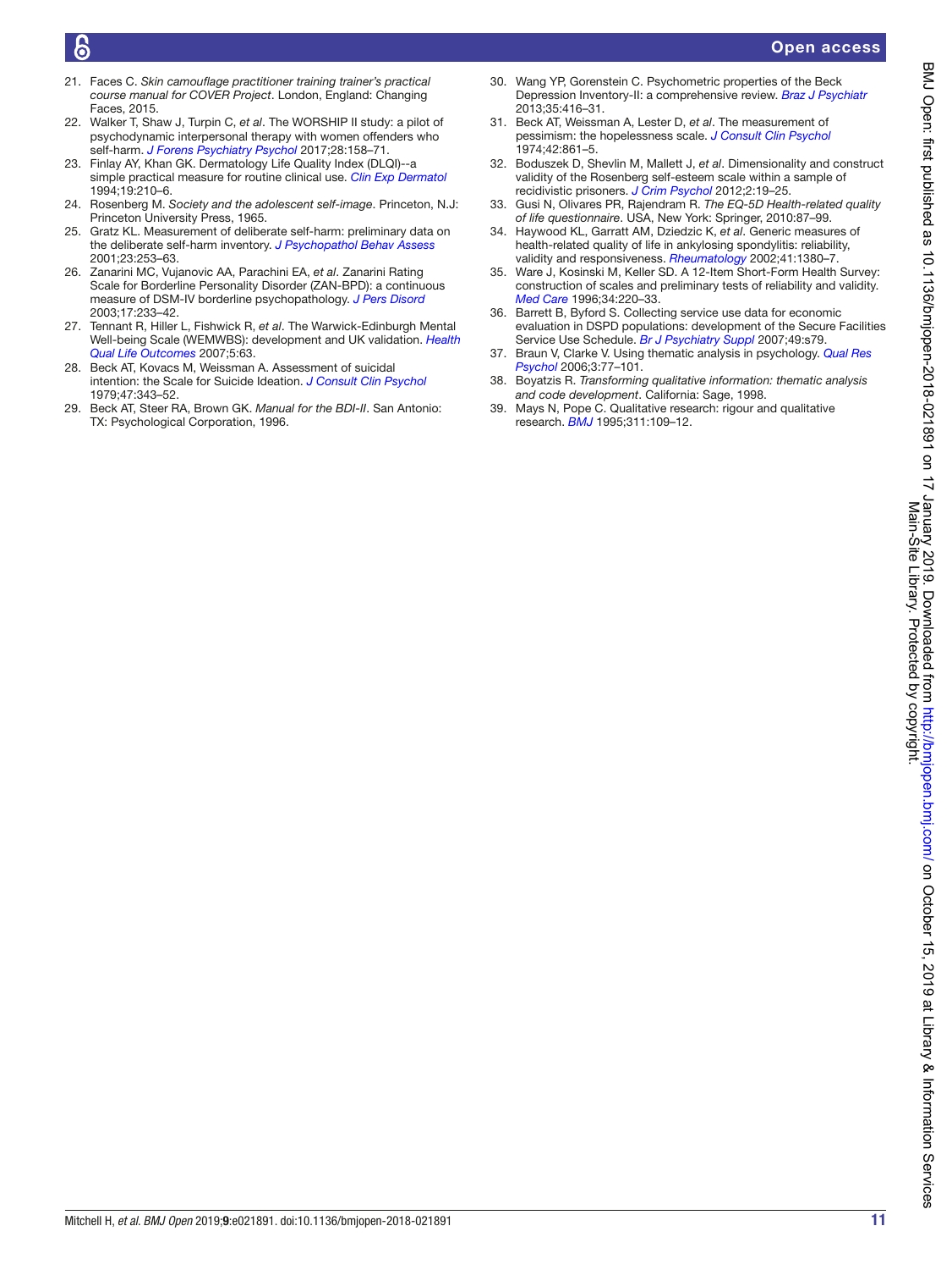21. Faces C. *Skin camouflage practitioner training trainer's practical course manual for COVER Project*. London, England: Changing Faces, 2015.
22. Walker T, Shaw J, Turpin C, *et al*. The WORSHIP II study: a pilot of psychodynamic interpersonal therapy with women offenders who self-harm. *J Forens Psychiatry Psychol* 2017;28:158–71.
23. Finlay AY, Khan GK. Dermatology Life Quality Index (DLQI)--a simple practical measure for routine clinical use. *Clin Exp Dermatol* 1994;19:210–6.
24. Rosenberg M. *Society and the adolescent self-image*. Princeton, N.J: Princeton University Press, 1965.
25. Gratz KL. Measurement of deliberate self-harm: preliminary data on the deliberate self-harm inventory. *J Psychopathol Behav Assess* 2001;23:253–63.
26. Zanarini MC, Vujanovic AA, Parachini EA, *et al*. Zanarini Rating Scale for Borderline Personality Disorder (ZAN-BPD): a continuous measure of DSM-IV borderline psychopathology. *J Pers Disord* 2003;17:233–42.
27. Tennant R, Hiller L, Fishwick R, *et al*. The Warwick-Edinburgh Mental Well-being Scale (WEMWBS): development and UK validation. *Health Qual Life Outcomes* 2007;5:63.
28. Beck AT, Kovacs M, Weissman A. Assessment of suicidal intention: the Scale for Suicide Ideation. *J Consult Clin Psychol* 1979;47:343–52.
29. Beck AT, Steer RA, Brown GK. *Manual for the BDI-II*. San Antonio: TX: Psychological Corporation, 1996.
30. Wang YP, Gorenstein C. Psychometric properties of the Beck Depression Inventory-II: a comprehensive review. *Braz J Psychiatr* 2013;35:416–31.
31. Beck AT, Weissman A, Lester D, *et al*. The measurement of pessimism: the hopelessness scale. *J Consult Clin Psychol* 1974;42:861–5.
32. Boduszek D, Shevlin M, Mallett J, *et al*. Dimensionality and construct validity of the Rosenberg self-esteem scale within a sample of recidivistic prisoners. *J Crim Psychol* 2012;2:19–25.
33. Gusi N, Olivares PR, Rajendram R. *The EQ-5D Health-related quality of life questionnaire*. USA, New York: Springer, 2010:87–99.
34. Haywood KL, Garratt AM, Dziedzic K, *et al*. Generic measures of health-related quality of life in ankylosing spondylitis: reliability, validity and responsiveness. *Rheumatology* 2002;41:1380–7.
35. Ware J, Kosinski M, Keller SD. A 12-Item Short-Form Health Survey: construction of scales and preliminary tests of reliability and validity. *Med Care* 1996;34:220–33.
36. Barrett B, Byford S. Collecting service use data for economic evaluation in DSPD populations: development of the Secure Facilities Service Use Schedule. *Br J Psychiatry Suppl* 2007;49:s79.
37. Braun V, Clarke V. Using thematic analysis in psychology. *Qual Res Psychol* 2006;3:77–101.
38. Boyatzis R. *Transforming qualitative information: thematic analysis and code development*. California: Sage, 1998.
39. Mays N, Pope C. Qualitative research: rigour and qualitative research. *BMJ* 1995;311:109–12.